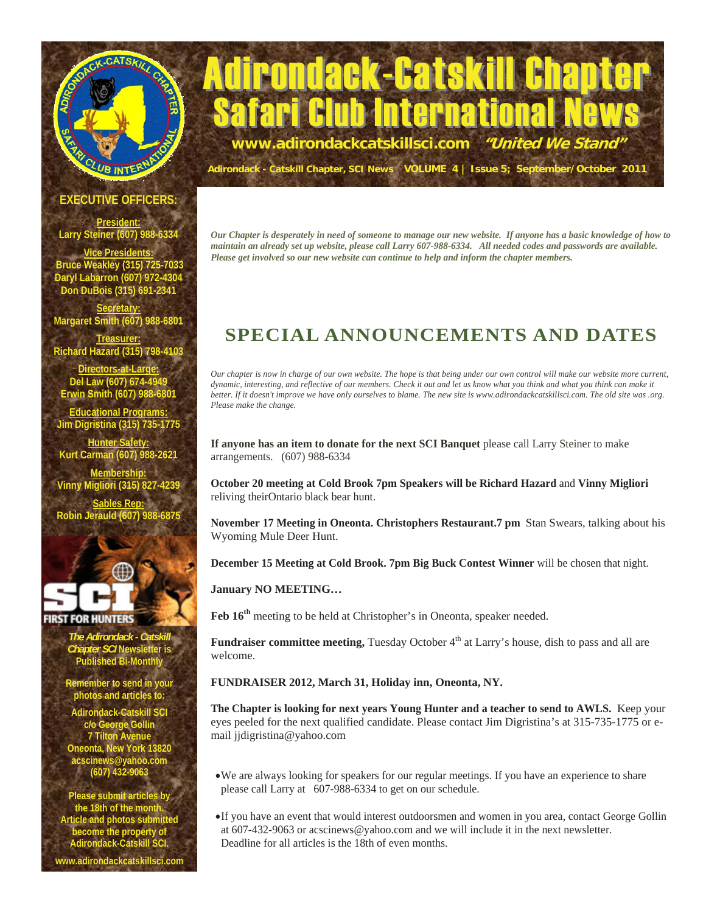# Adirondack-Catskill Chapter Safari Club International News

**www.adirondackcatskillsci.com** ***"United We Stand"***

**Adirondack - Catskill Chapter, SCI News VOLUME 4 | Issue 5; September/October 2011**

## EXECUTIVE OFFICERS:

**President:**
Larry Steiner (607) 988-6334

**Vice Presidents:**
Bruce Weakley (315) 725-7033
Daryl Labarron (607) 972-4304
Don DuBois (315) 691-2341

**Secretary:**
Margaret Smith (607) 988-6801

**Treasurer:**
Richard Hazard (315) 798-4103

**Directors-at-Large:**
Del Law (607) 674-4949
Erwin Smith (607) 988-6801

**Educational Programs:**
Jim Digristina (315) 735-1775

**Hunter Safety:**
Kurt Carman (607) 988-2621

**Membership:**
Vinny Migliori (315) 827-4239

**Sables Rep:**
Robin Jerauld (607) 988-6875

SCI FIRST FOR HUNTERS

***The Adirondack - Catskill Chapter SCI* Newsletter is Published Bi-Monthly**

**Remember to send in your photos and articles to:**

**Adirondack-Catskill SCI**
**c/o George Gollin**
**7 Tilton Avenue**
**Oneonta, New York 13820**
**acscinews@yahoo.com**
**(607) 432-9063**

**Please submit articles by the 18th of the month. Article and photos submitted become the property of Adirondack-Catskill SCI.**

**www.adirondackcatskillsci.com**

***Our Chapter is desperately in need of someone to manage our new website. If anyone has a basic knowledge of how to maintain an already set up website, please call Larry 607-988-6334. All needed codes and passwords are available. Please get involved so our new website can continue to help and inform the chapter members.***

## SPECIAL ANNOUNCEMENTS AND DATES

*Our chapter is now in charge of our own website. The hope is that being under our own control will make our website more current, dynamic, interesting, and reflective of our members. Check it out and let us know what you think and what you think can make it better. If it doesn't improve we have only ourselves to blame. The new site is www.adirondackcatskillsci.com. The old site was .org. Please make the change.*

**If anyone has an item to donate for the next SCI Banquet** please call Larry Steiner to make arrangements. (607) 988-6334

**October 20 meeting at Cold Brook 7pm Speakers will be Richard Hazard** and **Vinny Migliori** reliving theirOntario black bear hunt.

**November 17 Meeting in Oneonta. Christophers Restaurant.7 pm** Stan Swears, talking about his Wyoming Mule Deer Hunt.

**December 15 Meeting at Cold Brook. 7pm Big Buck Contest Winner** will be chosen that night.

**January NO MEETING…**

**Feb 16th** meeting to be held at Christopher's in Oneonta, speaker needed.

**Fundraiser committee meeting,** Tuesday October 4th at Larry's house, dish to pass and all are welcome.

**FUNDRAISER 2012, March 31, Holiday inn, Oneonta, NY.**

**The Chapter is looking for next years Young Hunter and a teacher to send to AWLS.** Keep your eyes peeled for the next qualified candidate. Please contact Jim Digristina's at 315-735-1775 or e-mail jjdigristina@yahoo.com

- We are always looking for speakers for our regular meetings. If you have an experience to share please call Larry at 607-988-6334 to get on our schedule.
- If you have an event that would interest outdoorsmen and women in you area, contact George Gollin at 607-432-9063 or acscinews@yahoo.com and we will include it in the next newsletter. Deadline for all articles is the 18th of even months.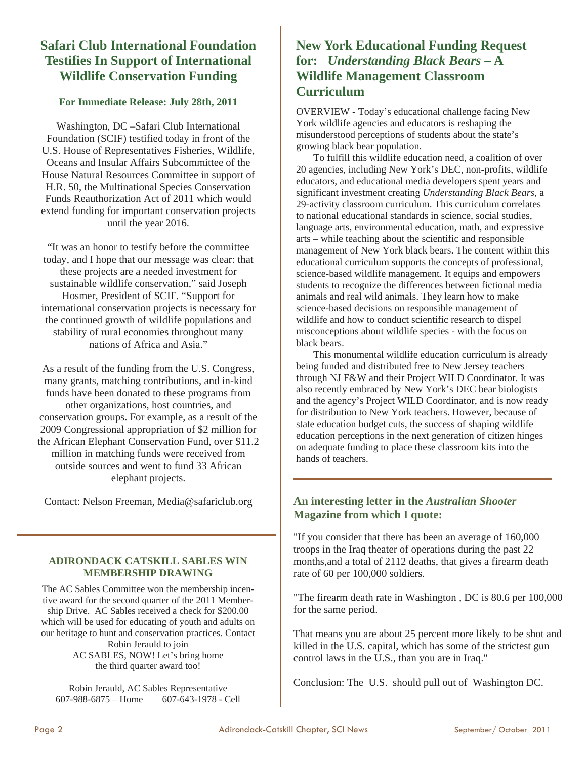## Safari Club International Foundation Testifies In Support of International Wildlife Conservation Funding

**For Immediate Release: July 28th, 2011**

Washington, DC –Safari Club International Foundation (SCIF) testified today in front of the U.S. House of Representatives Fisheries, Wildlife, Oceans and Insular Affairs Subcommittee of the House Natural Resources Committee in support of H.R. 50, the Multinational Species Conservation Funds Reauthorization Act of 2011 which would extend funding for important conservation projects until the year 2016.

"It was an honor to testify before the committee today, and I hope that our message was clear: that these projects are a needed investment for sustainable wildlife conservation," said Joseph Hosmer, President of SCIF. "Support for international conservation projects is necessary for the continued growth of wildlife populations and stability of rural economies throughout many nations of Africa and Asia."

As a result of the funding from the U.S. Congress, many grants, matching contributions, and in-kind funds have been donated to these programs from other organizations, host countries, and conservation groups. For example, as a result of the 2009 Congressional appropriation of $2 million for the African Elephant Conservation Fund, over $11.2 million in matching funds were received from outside sources and went to fund 33 African elephant projects.

Contact: Nelson Freeman, Media@safariclub.org

---

### ADIRONDACK CATSKILL SABLES WIN MEMBERSHIP DRAWING

The AC Sables Committee won the membership incentive award for the second quarter of the 2011 Membership Drive. AC Sables received a check for $200.00 which will be used for educating of youth and adults on our heritage to hunt and conservation practices. Contact Robin Jerauld to join AC SABLES, NOW! Let's bring home the third quarter award too!

Robin Jerauld, AC Sables Representative
607-988-6875 – Home 607-643-1978 - Cell

## New York Educational Funding Request for: *Understanding Black Bears* – A Wildlife Management Classroom Curriculum

OVERVIEW - Today's educational challenge facing New York wildlife agencies and educators is reshaping the misunderstood perceptions of students about the state's growing black bear population.

To fulfill this wildlife education need, a coalition of over 20 agencies, including New York's DEC, non-profits, wildlife educators, and educational media developers spent years and significant investment creating *Understanding Black Bears*, a 29-activity classroom curriculum. This curriculum correlates to national educational standards in science, social studies, language arts, environmental education, math, and expressive arts – while teaching about the scientific and responsible management of New York black bears. The content within this educational curriculum supports the concepts of professional, science-based wildlife management. It equips and empowers students to recognize the differences between fictional media animals and real wild animals. They learn how to make science-based decisions on responsible management of wildlife and how to conduct scientific research to dispel misconceptions about wildlife species - with the focus on black bears.

This monumental wildlife education curriculum is already being funded and distributed free to New Jersey teachers through NJ F&W and their Project WILD Coordinator. It was also recently embraced by New York's DEC bear biologists and the agency's Project WILD Coordinator, and is now ready for distribution to New York teachers. However, because of state education budget cuts, the success of shaping wildlife education perceptions in the next generation of citizen hinges on adequate funding to place these classroom kits into the hands of teachers.

---

### An interesting letter in the *Australian Shooter* Magazine from which I quote:

"If you consider that there has been an average of 160,000 troops in the Iraq theater of operations during the past 22 months,and a total of 2112 deaths, that gives a firearm death rate of 60 per 100,000 soldiers.

"The firearm death rate in Washington , DC is 80.6 per 100,000 for the same period.

That means you are about 25 percent more likely to be shot and killed in the U.S. capital, which has some of the strictest gun control laws in the U.S., than you are in Iraq."

Conclusion: The U.S. should pull out of Washington DC.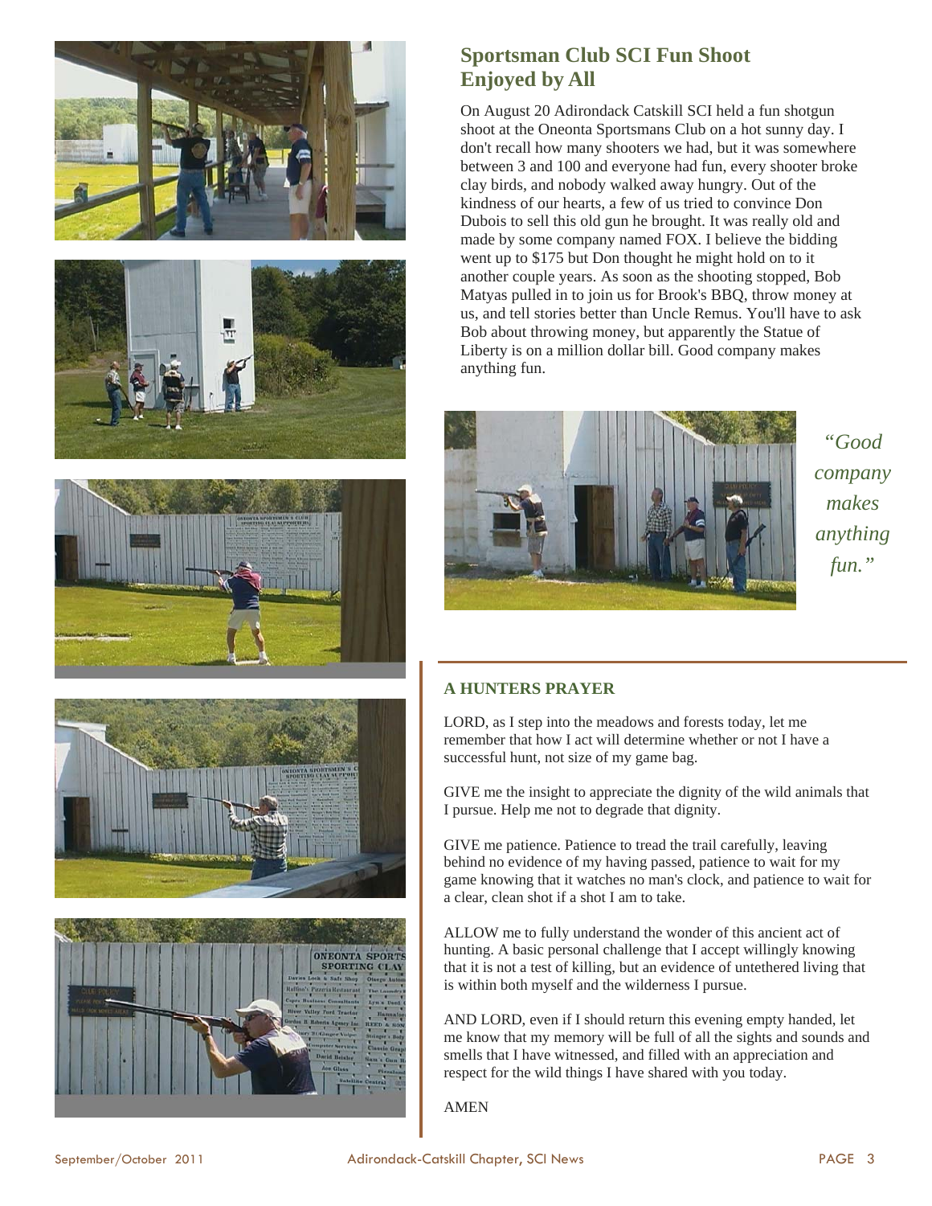## Sportsman Club SCI Fun Shoot Enjoyed by All

On August 20 Adirondack Catskill SCI held a fun shotgun shoot at the Oneonta Sportsmans Club on a hot sunny day. I don't recall how many shooters we had, but it was somewhere between 3 and 100 and everyone had fun, every shooter broke clay birds, and nobody walked away hungry. Out of the kindness of our hearts, a few of us tried to convince Don Dubois to sell this old gun he brought. It was really old and made by some company named FOX. I believe the bidding went up to $175 but Don thought he might hold on to it another couple years. As soon as the shooting stopped, Bob Matyas pulled in to join us for Brook's BBQ, throw money at us, and tell stories better than Uncle Remus. You'll have to ask Bob about throwing money, but apparently the Statue of Liberty is on a million dollar bill. Good company makes anything fun.

*"Good company makes anything fun."*

### A HUNTERS PRAYER

LORD, as I step into the meadows and forests today, let me remember that how I act will determine whether or not I have a successful hunt, not size of my game bag.

GIVE me the insight to appreciate the dignity of the wild animals that I pursue. Help me not to degrade that dignity.

GIVE me patience. Patience to tread the trail carefully, leaving behind no evidence of my having passed, patience to wait for my game knowing that it watches no man's clock, and patience to wait for a clear, clean shot if a shot I am to take.

ALLOW me to fully understand the wonder of this ancient act of hunting. A basic personal challenge that I accept willingly knowing that it is not a test of killing, but an evidence of untethered living that is within both myself and the wilderness I pursue.

AND LORD, even if I should return this evening empty handed, let me know that my memory will be full of all the sights and sounds and smells that I have witnessed, and filled with an appreciation and respect for the wild things I have shared with you today.

AMEN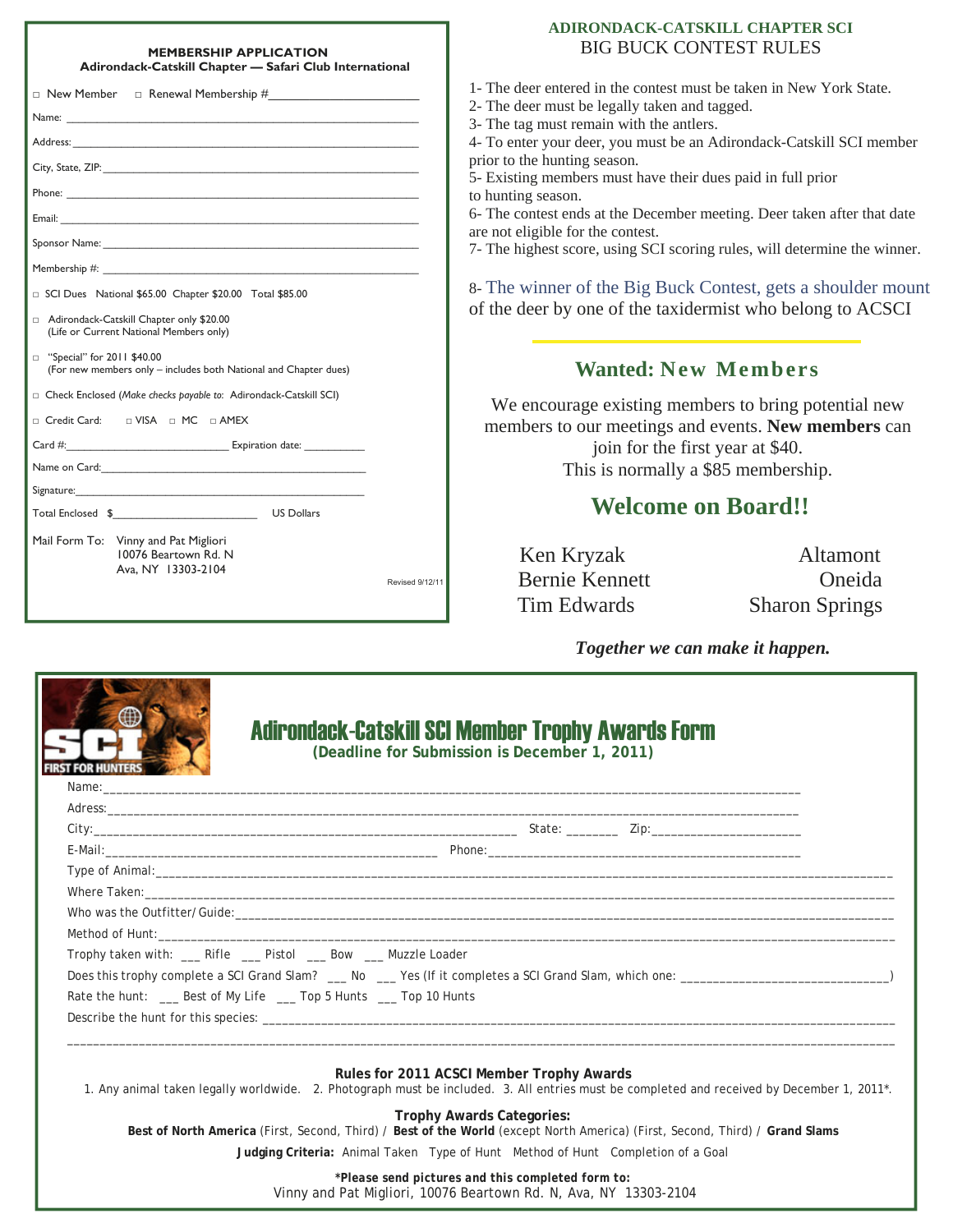## MEMBERSHIP APPLICATION

**Adirondack-Catskill Chapter — Safari Club International**

□ New Member □ Renewal Membership #________________________

Name: ________________________________________________

Address: ______________________________________________

City, State, ZIP: _______________________________________

Phone: ________________________________________________

Email: ________________________________________________

Sponsor Name: _________________________________________

Membership #: _________________________________________

□ SCI Dues National $65.00 Chapter $20.00 Total $85.00

□ Adirondack-Catskill Chapter only $20.00
(Life or Current National Members only)

□ "Special" for 2011 $40.00
(For new members only – includes both National and Chapter dues)

□ Check Enclosed (*Make checks payable to:* Adirondack-Catskill SCI)

□ Credit Card: □ VISA □ MC □ AMEX

Card #:____________________________ Expiration date: __________

Name on Card:__________________________________________

Signature:_____________________________________________

Total Enclosed $________________________ US Dollars

Mail Form To: Vinny and Pat Migliori
10076 Beartown Rd. N
Ava, NY 13303-2104

Revised 9/12/11

## ADIRONDACK-CATSKILL CHAPTER SCI

### BIG BUCK CONTEST RULES

1- The deer entered in the contest must be taken in New York State.
2- The deer must be legally taken and tagged.
3- The tag must remain with the antlers.
4- To enter your deer, you must be an Adirondack-Catskill SCI member prior to the hunting season.
5- Existing members must have their dues paid in full prior to hunting season.
6- The contest ends at the December meeting. Deer taken after that date are not eligible for the contest.
7- The highest score, using SCI scoring rules, will determine the winner.

8- The winner of the Big Buck Contest, gets a shoulder mount of the deer by one of the taxidermist who belong to ACSCI

## Wanted: New Members

We encourage existing members to bring potential new members to our meetings and events. **New members** can join for the first year at $40.
This is normally a $85 membership.

## Welcome on Board!!

| | |
|---|---|
| Ken Kryzak | Altamont |
| Bernie Kennett | Oneida |
| Tim Edwards | Sharon Springs |

***Together we can make it happen.***

## Adirondack-Catskill SCI Member Trophy Awards Form

**(Deadline for Submission is December 1, 2011)**

Name:___________________________________________________________

Adress:__________________________________________________________

City:______________________________ State: ________ Zip:______________

E-Mail:__________________________ Phone:__________________________

Type of Animal:____________________________________________________

Where Taken:______________________________________________________

Who was the Outfitter/Guide:_______________________________________

Method of Hunt:___________________________________________________

Trophy taken with: ___ Rifle ___ Pistol ___ Bow ___ Muzzle Loader

Does this trophy complete a SCI Grand Slam? ___ No ___ Yes (If it completes a SCI Grand Slam, which one: ____________________)

Rate the hunt: ___ Best of My Life ___ Top 5 Hunts ___ Top 10 Hunts

Describe the hunt for this species: _____________________________________

_______________________________________________________________

**Rules for 2011 ACSCI Member Trophy Awards**

1. Any animal taken legally worldwide. 2. Photograph must be included. 3. All entries must be completed and received by December 1, 2011*.

**Trophy Awards Categories:**

**Best of North America** (First, Second, Third) / **Best of the World** (except North America) (First, Second, Third) / **Grand Slams**

**Judging Criteria:** Animal Taken Type of Hunt Method of Hunt Completion of a Goal

***Please send pictures and this completed form to:**

Vinny and Pat Migliori, 10076 Beartown Rd. N, Ava, NY 13303-2104